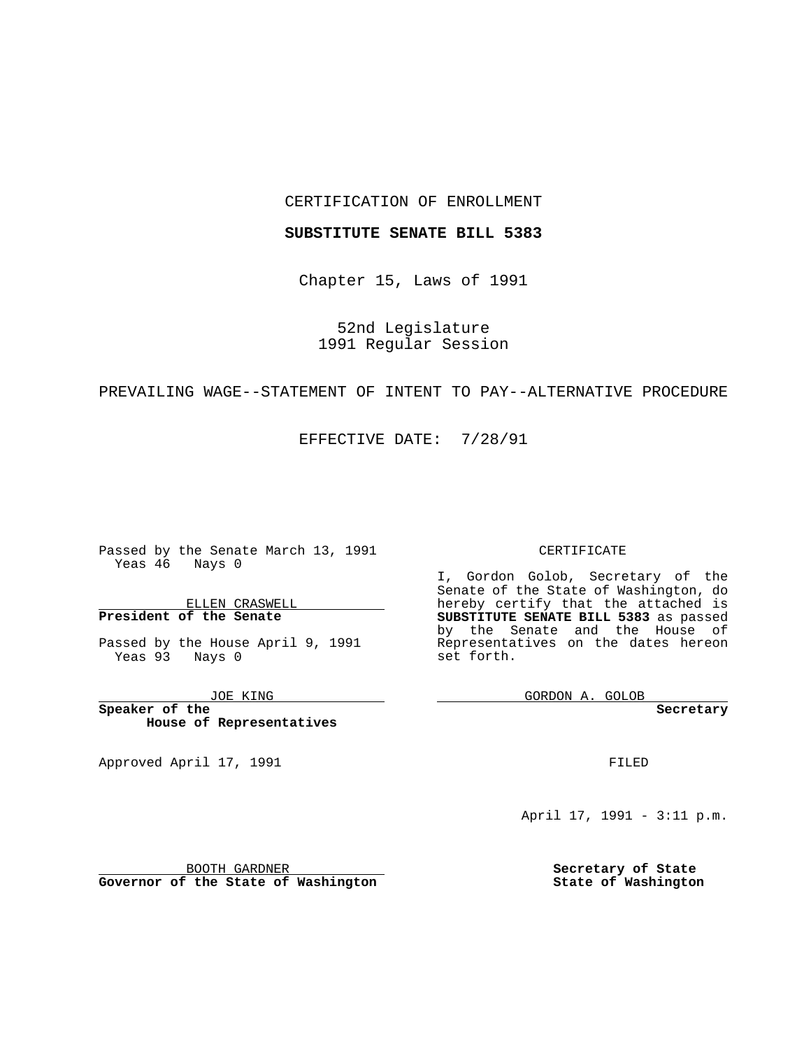CERTIFICATION OF ENROLLMENT

**SUBSTITUTE SENATE BILL 5383**

Chapter 15, Laws of 1991

52nd Legislature
1991 Regular Session

PREVAILING WAGE--STATEMENT OF INTENT TO PAY--ALTERNATIVE PROCEDURE

EFFECTIVE DATE: 7/28/91

Passed by the Senate March 13, 1991
Yeas 46 Nays 0

ELLEN CRASWELL
**President of the Senate**

Passed by the House April 9, 1991
Yeas 93 Nays 0

JOE KING
**Speaker of the House of Representatives**

Approved April 17, 1991

BOOTH GARDNER
**Governor of the State of Washington**

CERTIFICATE

I, Gordon Golob, Secretary of the Senate of the State of Washington, do hereby certify that the attached is **SUBSTITUTE SENATE BILL 5383** as passed by the Senate and the House of Representatives on the dates hereon set forth.

GORDON A. GOLOB
**Secretary**

FILED

April 17, 1991 - 3:11 p.m.

**Secretary of State**
**State of Washington**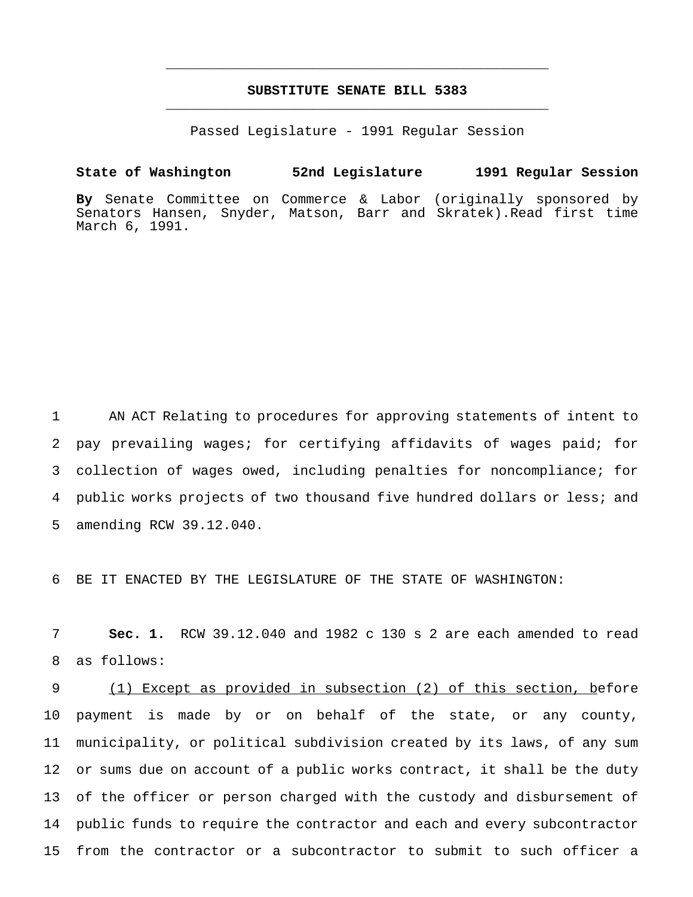# SUBSTITUTE SENATE BILL 5383

Passed Legislature - 1991 Regular Session

**State of Washington 52nd Legislature 1991 Regular Session**

**By** Senate Committee on Commerce & Labor (originally sponsored by Senators Hansen, Snyder, Matson, Barr and Skratek).Read first time March 6, 1991.

1 AN ACT Relating to procedures for approving statements of intent to
2 pay prevailing wages; for certifying affidavits of wages paid; for
3 collection of wages owed, including penalties for noncompliance; for
4 public works projects of two thousand five hundred dollars or less; and
5 amending RCW 39.12.040.

6 BE IT ENACTED BY THE LEGISLATURE OF THE STATE OF WASHINGTON:

7 **Sec. 1.** RCW 39.12.040 and 1982 c 130 s 2 are each amended to read
8 as follows:

9 <u>(1) Except as provided in subsection (2) of this section, b</u>efore
10 payment is made by or on behalf of the state, or any county,
11 municipality, or political subdivision created by its laws, of any sum
12 or sums due on account of a public works contract, it shall be the duty
13 of the officer or person charged with the custody and disbursement of
14 public funds to require the contractor and each and every subcontractor
15 from the contractor or a subcontractor to submit to such officer a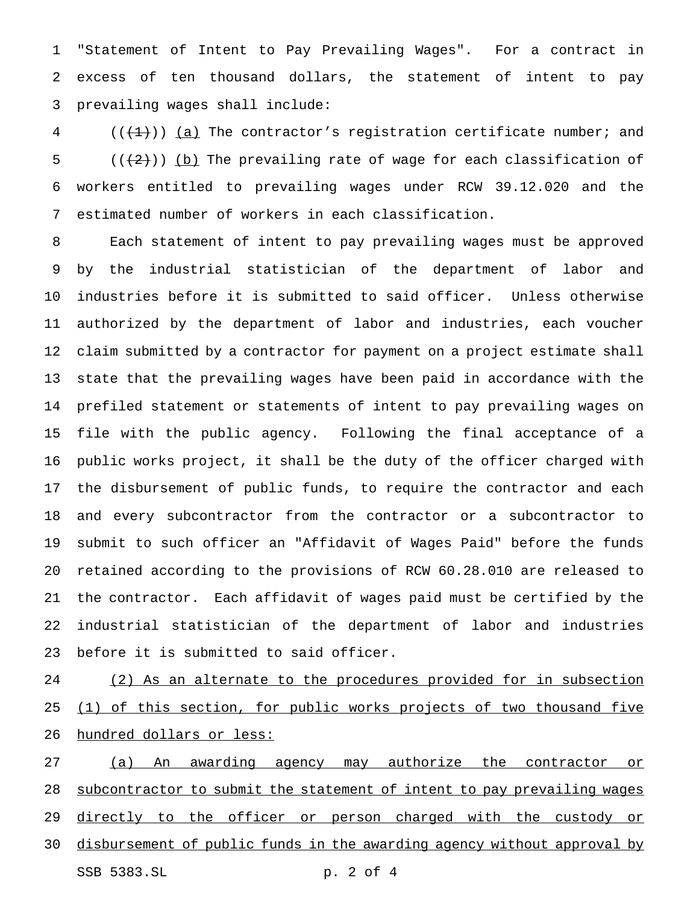"Statement of Intent to Pay Prevailing Wages". For a contract in excess of ten thousand dollars, the statement of intent to pay prevailing wages shall include:

((~~(1)~~)) <u>(a)</u> The contractor's registration certificate number; and

((~~(2)~~)) <u>(b)</u> The prevailing rate of wage for each classification of workers entitled to prevailing wages under RCW 39.12.020 and the estimated number of workers in each classification.

Each statement of intent to pay prevailing wages must be approved by the industrial statistician of the department of labor and industries before it is submitted to said officer. Unless otherwise authorized by the department of labor and industries, each voucher claim submitted by a contractor for payment on a project estimate shall state that the prevailing wages have been paid in accordance with the prefiled statement or statements of intent to pay prevailing wages on file with the public agency. Following the final acceptance of a public works project, it shall be the duty of the officer charged with the disbursement of public funds, to require the contractor and each and every subcontractor from the contractor or a subcontractor to submit to such officer an "Affidavit of Wages Paid" before the funds retained according to the provisions of RCW 60.28.010 are released to the contractor. Each affidavit of wages paid must be certified by the industrial statistician of the department of labor and industries before it is submitted to said officer.

<u>(2) As an alternate to the procedures provided for in subsection (1) of this section, for public works projects of two thousand five hundred dollars or less:</u>

<u>(a) An awarding agency may authorize the contractor or subcontractor to submit the statement of intent to pay prevailing wages directly to the officer or person charged with the custody or disbursement of public funds in the awarding agency without approval by</u>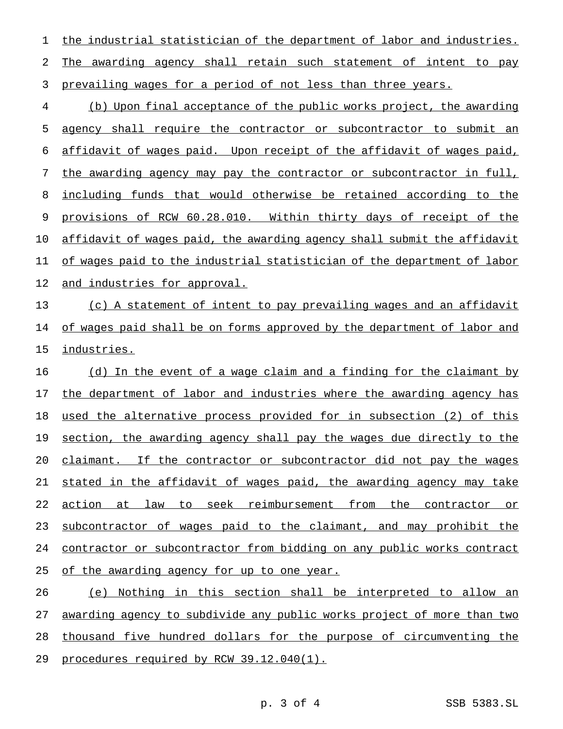the industrial statistician of the department of labor and industries. The awarding agency shall retain such statement of intent to pay prevailing wages for a period of not less than three years.

(b) Upon final acceptance of the public works project, the awarding agency shall require the contractor or subcontractor to submit an affidavit of wages paid. Upon receipt of the affidavit of wages paid, the awarding agency may pay the contractor or subcontractor in full, including funds that would otherwise be retained according to the provisions of RCW 60.28.010. Within thirty days of receipt of the affidavit of wages paid, the awarding agency shall submit the affidavit of wages paid to the industrial statistician of the department of labor and industries for approval.

(c) A statement of intent to pay prevailing wages and an affidavit of wages paid shall be on forms approved by the department of labor and industries.

(d) In the event of a wage claim and a finding for the claimant by the department of labor and industries where the awarding agency has used the alternative process provided for in subsection (2) of this section, the awarding agency shall pay the wages due directly to the claimant. If the contractor or subcontractor did not pay the wages stated in the affidavit of wages paid, the awarding agency may take action at law to seek reimbursement from the contractor or subcontractor of wages paid to the claimant, and may prohibit the contractor or subcontractor from bidding on any public works contract of the awarding agency for up to one year.

(e) Nothing in this section shall be interpreted to allow an awarding agency to subdivide any public works project of more than two thousand five hundred dollars for the purpose of circumventing the procedures required by RCW 39.12.040(1).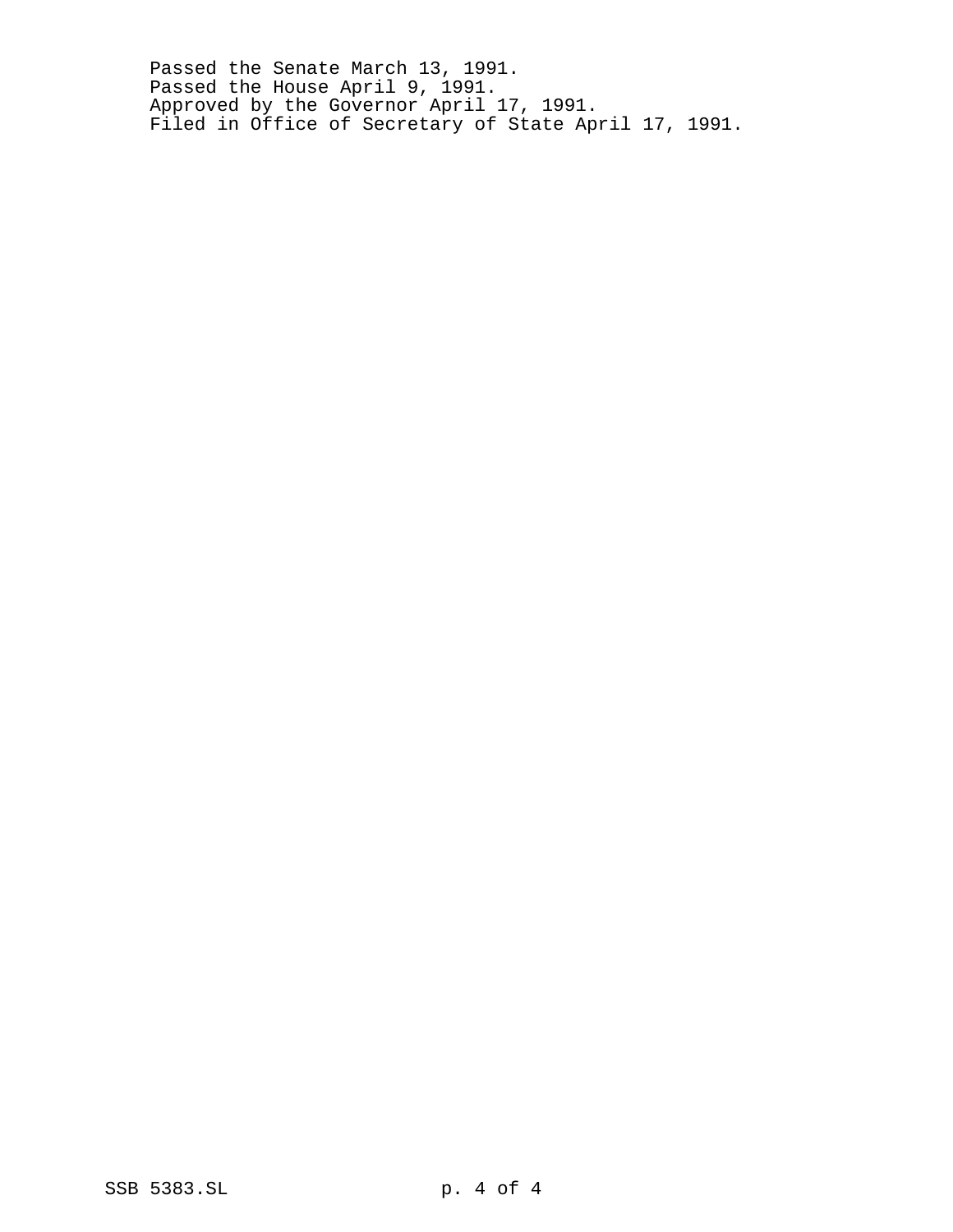Passed the Senate March 13, 1991.
Passed the House April 9, 1991.
Approved by the Governor April 17, 1991.
Filed in Office of Secretary of State April 17, 1991.